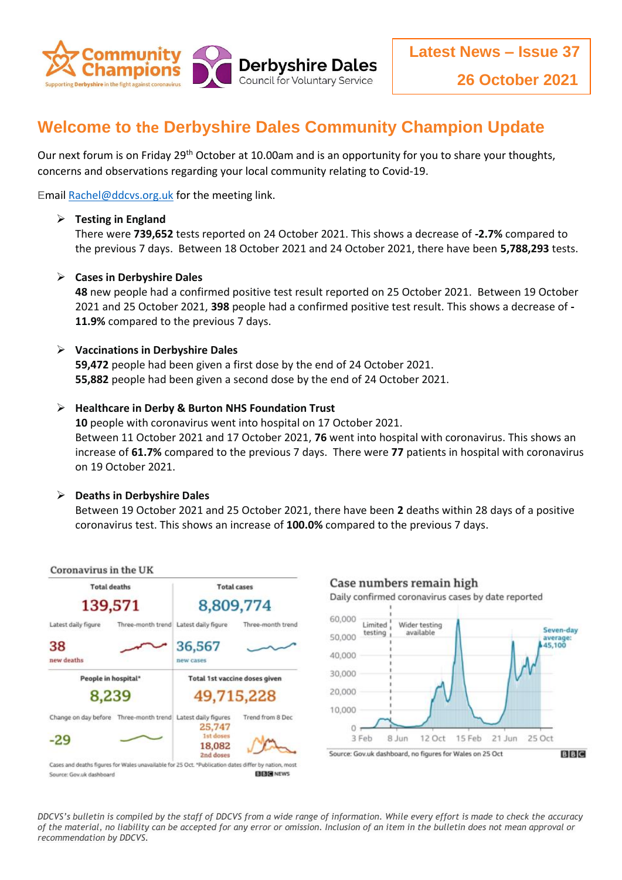**Latest News – Issue 37**

**26 October 2021**

# Welcome to the Derbyshire Dales Community Champion Update

Our next forum is on Friday 29th October at 10.00am and is an opportunity for you to share your thoughts, concerns and observations regarding your local community relating to Covid-19.

Email Rachel@ddcvs.org.uk for the meeting link.

- **Testing in England**
  There were **739,652** tests reported on 24 October 2021. This shows a decrease of **-2.7%** compared to the previous 7 days. Between 18 October 2021 and 24 October 2021, there have been **5,788,293** tests.

- **Cases in Derbyshire Dales**
  **48** new people had a confirmed positive test result reported on 25 October 2021. Between 19 October 2021 and 25 October 2021, **398** people had a confirmed positive test result. This shows a decrease of **-11.9%** compared to the previous 7 days.

- **Vaccinations in Derbyshire Dales**
  **59,472** people had been given a first dose by the end of 24 October 2021.
  **55,882** people had been given a second dose by the end of 24 October 2021.

- **Healthcare in Derby & Burton NHS Foundation Trust**
  **10** people with coronavirus went into hospital on 17 October 2021.
  Between 11 October 2021 and 17 October 2021, **76** went into hospital with coronavirus. This shows an increase of **61.7%** compared to the previous 7 days. There were **77** patients in hospital with coronavirus on 19 October 2021.

- **Deaths in Derbyshire Dales**
  Between 19 October 2021 and 25 October 2021, there have been **2** deaths within 28 days of a positive coronavirus test. This shows an increase of **100.0%** compared to the previous 7 days.

**Coronavirus in the UK**

| Total deaths | Total cases |
| --- | --- |
| 139,571 | 8,809,774 |
| Latest daily figure: 38 new deaths | Latest daily figure: 36,567 new cases |
| **People in hospital*** | **Total 1st vaccine doses given** |
| 8,239 | 49,715,228 |
| Change on day before: -29 | Latest daily figures: 25,747 1st doses; 18,082 2nd doses |

Cases and deaths figures for Wales unavailable for 25 Oct. *Publication dates differ by nation, most
Source: Gov.uk dashboard

**Case numbers remain high**

Daily confirmed coronavirus cases by date reported

Seven-day average: 45,100

Source: Gov.uk dashboard, no figures for Wales on 25 Oct

*DDCVS's bulletin is compiled by the staff of DDCVS from a wide range of information. While every effort is made to check the accuracy of the material, no liability can be accepted for any error or omission. Inclusion of an item in the bulletin does not mean approval or recommendation by DDCVS.*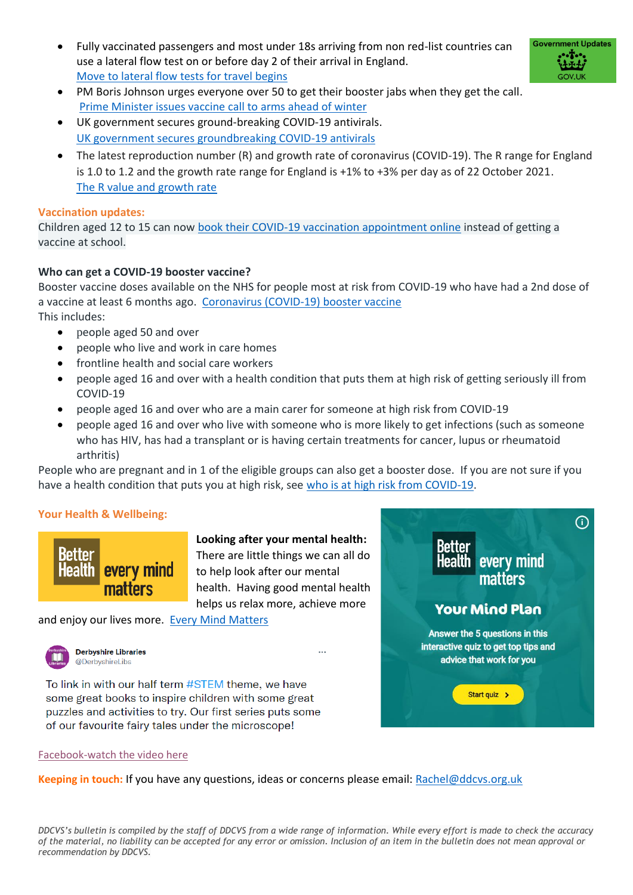- Fully vaccinated passengers and most under 18s arriving from non red-list countries can use a lateral flow test on or before day 2 of their arrival in England. Move to lateral flow tests for travel begins
- PM Boris Johnson urges everyone over 50 to get their booster jabs when they get the call. Prime Minister issues vaccine call to arms ahead of winter
- UK government secures ground-breaking COVID-19 antivirals. UK government secures groundbreaking COVID-19 antivirals
- The latest reproduction number (R) and growth rate of coronavirus (COVID-19). The R range for England is 1.0 to 1.2 and the growth rate range for England is +1% to +3% per day as of 22 October 2021. The R value and growth rate

Government Updates
GOV.UK

**Vaccination updates:**

Children aged 12 to 15 can now book their COVID-19 vaccination appointment online instead of getting a vaccine at school.

**Who can get a COVID-19 booster vaccine?**

Booster vaccine doses available on the NHS for people most at risk from COVID-19 who have had a 2nd dose of a vaccine at least 6 months ago. Coronavirus (COVID-19) booster vaccine

This includes:

- people aged 50 and over
- people who live and work in care homes
- frontline health and social care workers
- people aged 16 and over with a health condition that puts them at high risk of getting seriously ill from COVID-19
- people aged 16 and over who are a main carer for someone at high risk from COVID-19
- people aged 16 and over who live with someone who is more likely to get infections (such as someone who has HIV, has had a transplant or is having certain treatments for cancer, lupus or rheumatoid arthritis)

People who are pregnant and in 1 of the eligible groups can also get a booster dose. If you are not sure if you have a health condition that puts you at high risk, see who is at high risk from COVID-19.

**Your Health & Wellbeing:**

Better Health every mind matters

**Looking after your mental health:** There are little things we can all do to help look after our mental health. Having good mental health helps us relax more, achieve more and enjoy our lives more. Every Mind Matters

Better Health every mind matters

Your Mind Plan

Answer the 5 questions in this interactive quiz to get top tips and advice that work for you

Start quiz

Derbyshire Libraries
@DerbyshireLibs

To link in with our half term #STEM theme, we have some great books to inspire children with some great puzzles and activities to try. Our first series puts some of our favourite fairy tales under the microscope!

Facebook-watch the video here

**Keeping in touch:** If you have any questions, ideas or concerns please email: Rachel@ddcvs.org.uk

*DDCVS's bulletin is compiled by the staff of DDCVS from a wide range of information. While every effort is made to check the accuracy of the material, no liability can be accepted for any error or omission. Inclusion of an item in the bulletin does not mean approval or recommendation by DDCVS.*